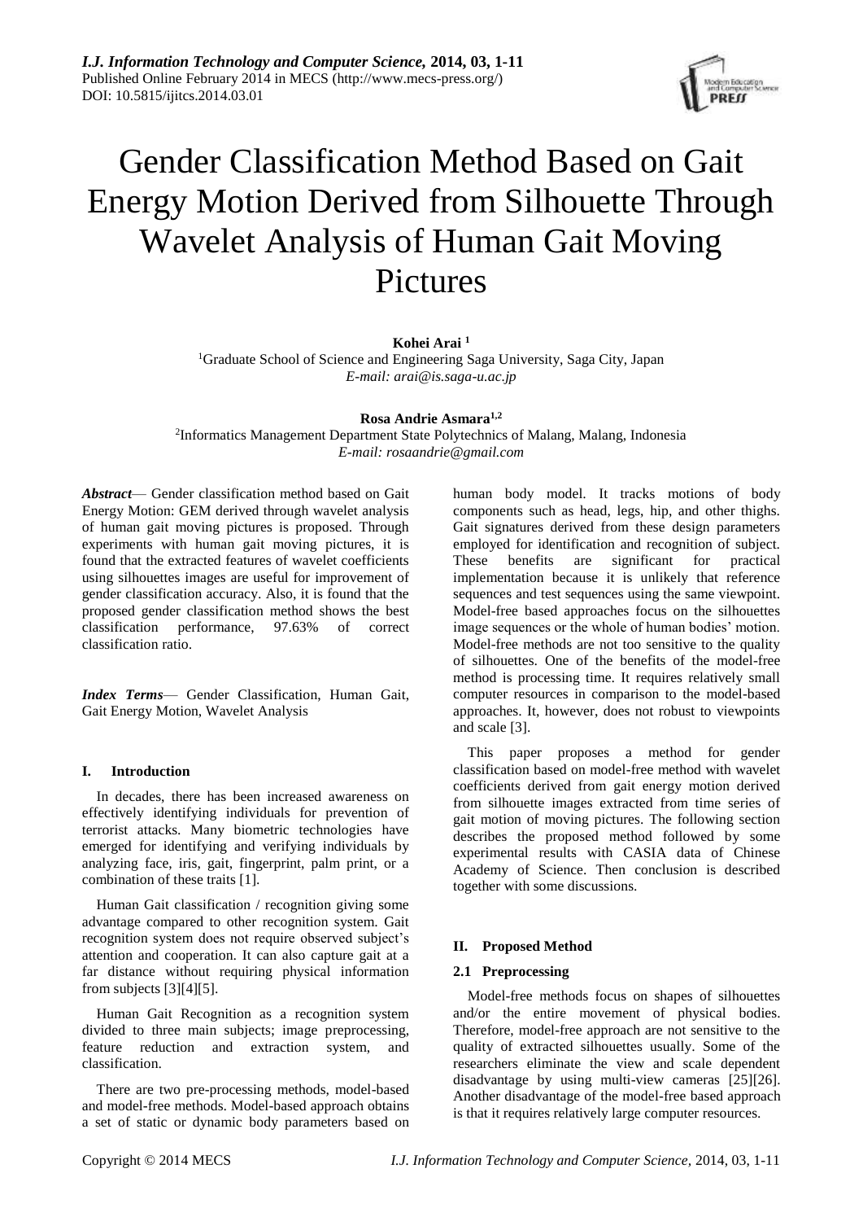# Gender Classification Method Based on Gait Energy Motion Derived from Silhouette Through Wavelet Analysis of Human Gait Moving Pictures

**Kohei Arai** [1]

[1]Graduate School of Science and Engineering Saga University, Saga City, Japan
*E-mail: arai@is.saga-u.ac.jp*

**Rosa Andrie Asmara**[1,2]

[2]Informatics Management Department State Polytechnics of Malang, Malang, Indonesia
*E-mail: rosaandrie@gmail.com*

***Abstract***— Gender classification method based on Gait Energy Motion: GEM derived through wavelet analysis of human gait moving pictures is proposed. Through experiments with human gait moving pictures, it is found that the extracted features of wavelet coefficients using silhouettes images are useful for improvement of gender classification accuracy. Also, it is found that the proposed gender classification method shows the best classification performance, 97.63% of correct classification ratio.

***Index Terms***— Gender Classification, Human Gait, Gait Energy Motion, Wavelet Analysis

## I. Introduction

In decades, there has been increased awareness on effectively identifying individuals for prevention of terrorist attacks. Many biometric technologies have emerged for identifying and verifying individuals by analyzing face, iris, gait, fingerprint, palm print, or a combination of these traits [1].

Human Gait classification / recognition giving some advantage compared to other recognition system. Gait recognition system does not require observed subject's attention and cooperation. It can also capture gait at a far distance without requiring physical information from subjects [3][4][5].

Human Gait Recognition as a recognition system divided to three main subjects; image preprocessing, feature reduction and extraction system, and classification.

There are two pre-processing methods, model-based and model-free methods. Model-based approach obtains a set of static or dynamic body parameters based on human body model. It tracks motions of body components such as head, legs, hip, and other thighs. Gait signatures derived from these design parameters employed for identification and recognition of subject. These benefits are significant for practical implementation because it is unlikely that reference sequences and test sequences using the same viewpoint. Model-free based approaches focus on the silhouettes image sequences or the whole of human bodies' motion. Model-free methods are not too sensitive to the quality of silhouettes. One of the benefits of the model-free method is processing time. It requires relatively small computer resources in comparison to the model-based approaches. It, however, does not robust to viewpoints and scale [3].

This paper proposes a method for gender classification based on model-free method with wavelet coefficients derived from gait energy motion derived from silhouette images extracted from time series of gait motion of moving pictures. The following section describes the proposed method followed by some experimental results with CASIA data of Chinese Academy of Science. Then conclusion is described together with some discussions.

## II. Proposed Method

### 2.1 Preprocessing

Model-free methods focus on shapes of silhouettes and/or the entire movement of physical bodies. Therefore, model-free approach are not sensitive to the quality of extracted silhouettes usually. Some of the researchers eliminate the view and scale dependent disadvantage by using multi-view cameras [25][26]. Another disadvantage of the model-free based approach is that it requires relatively large computer resources.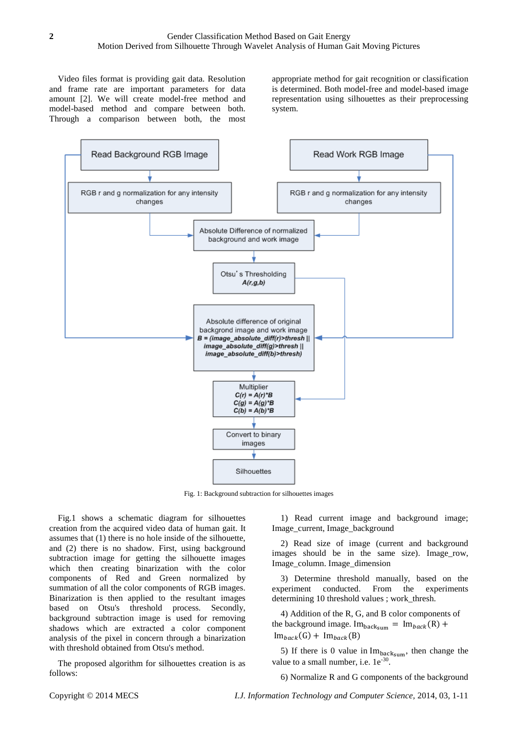Video files format is providing gait data. Resolution and frame rate are important parameters for data amount [2]. We will create model-free method and model-based method and compare between both. Through a comparison between both, the most appropriate method for gait recognition or classification is determined. Both model-free and model-based image representation using silhouettes as their preprocessing system.

Read Background RGB Image

RGB r and g normalization for any intensity changes

Read Work RGB Image

RGB r and g normalization for any intensity changes

Absolute Difference of normalized background and work image

Otsu's Thresholding
*A(r,g,b)*

Absolute difference of original background image and work image
***B = (image_absolute_diff(r)>thresh || image_absolute_diff(g)>thresh || image_absolute_diff(b)>thresh)***

Multiplier
***C(r) = A(r)\*B***
***C(g) = A(g)\*B***
***C(b) = A(b)\*B***

Convert to binary images

Silhouettes

Fig. 1: Background subtraction for silhouettes images

Fig.1 shows a schematic diagram for silhouettes creation from the acquired video data of human gait. It assumes that (1) there is no hole inside of the silhouette, and (2) there is no shadow. First, using background subtraction image for getting the silhouette images which then creating binarization with the color components of Red and Green normalized by summation of all the color components of RGB images. Binarization is then applied to the resultant images based on Otsu's threshold process. Secondly, background subtraction image is used for removing shadows which are extracted a color component analysis of the pixel in concern through a binarization with threshold obtained from Otsu's method.

The proposed algorithm for silhouettes creation is as follows:

1) Read current image and background image; Image_current, Image_background

2) Read size of image (current and background images should be in the same size). Image_row, Image_column. Image_dimension

3) Determine threshold manually, based on the experiment conducted. From the experiments determining 10 threshold values ; work_thresh.

4) Addition of the R, G, and B color components of the background image. $\mathrm{Im}_{\mathrm{back_{sum}}} = \mathrm{Im}_{back}(\mathrm{R}) + \mathrm{Im}_{back}(\mathrm{G}) + \mathrm{Im}_{back}(\mathrm{B})$

5) If there is 0 value in $\mathrm{Im}_{\mathrm{back_{sum}}}$, then change the value to a small number, i.e. $1e^{-30}$.

6) Normalize R and G components of the background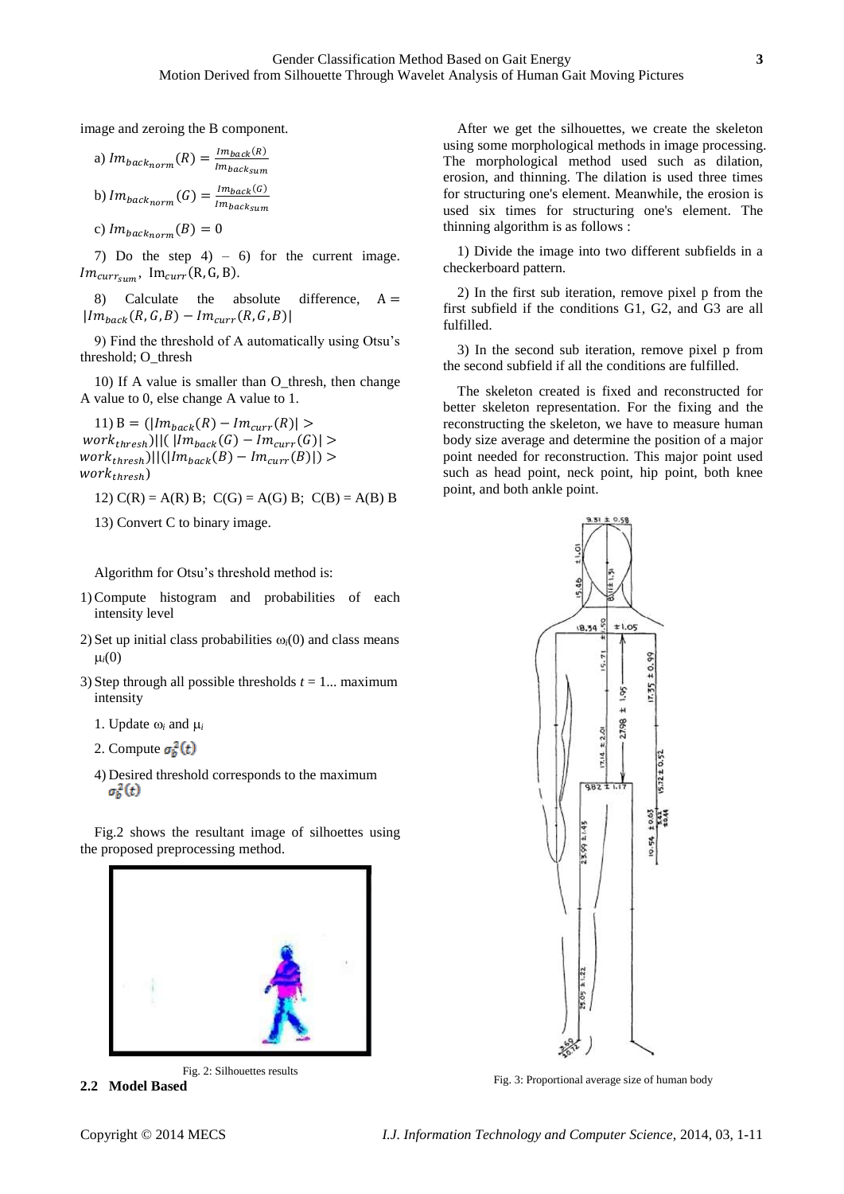image and zeroing the B component.

a) $Im_{back_{norm}}(R) = \frac{Im_{back}(R)}{Im_{back_{sum}}}$

b) $Im_{back_{norm}}(G) = \frac{Im_{back}(G)}{Im_{back_{sum}}}$

c) $Im_{back_{norm}}(B) = 0$

7) Do the step 4) – 6) for the current image. $Im_{curr_{sum}}$, $Im_{curr}(R, G, B)$.

8) Calculate the absolute difference, $A = |Im_{back}(R, G, B) - Im_{curr}(R, G, B)|$

9) Find the threshold of A automatically using Otsu's threshold; O_thresh

10) If A value is smaller than O_thresh, then change A value to 0, else change A value to 1.

11) $B = (|Im_{back}(R) - Im_{curr}(R)| > work_{thresh})||(|Im_{back}(G) - Im_{curr}(G)| > work_{thresh})||(|Im_{back}(B) - Im_{curr}(B)|) > work_{thresh})$

12) C(R) = A(R) B; C(G) = A(G) B; C(B) = A(B) B

13) Convert C to binary image.

Algorithm for Otsu's threshold method is:

1) Compute histogram and probabilities of each intensity level
2) Set up initial class probabilities $\omega_i(0)$ and class means $\mu_i(0)$
3) Step through all possible thresholds $t = 1...$ maximum intensity
   1. Update $\omega_i$ and $\mu_i$
   2. Compute $\sigma_b^2(t)$
4) Desired threshold corresponds to the maximum $\sigma_b^2(t)$

Fig.2 shows the resultant image of silhoettes using the proposed preprocessing method.

Fig. 2: Silhouettes results

## 2.2 Model Based

After we get the silhouettes, we create the skeleton using some morphological methods in image processing. The morphological method used such as dilation, erosion, and thinning. The dilation is used three times for structuring one's element. Meanwhile, the erosion is used six times for structuring one's element. The thinning algorithm is as follows :

1) Divide the image into two different subfields in a checkerboard pattern.

2) In the first sub iteration, remove pixel p from the first subfield if the conditions G1, G2, and G3 are all fulfilled.

3) In the second sub iteration, remove pixel p from the second subfield if all the conditions are fulfilled.

The skeleton created is fixed and reconstructed for better skeleton representation. For the fixing and the reconstructing the skeleton, we have to measure human body size average and determine the position of a major point needed for reconstruction. This major point used such as head point, neck point, hip point, both knee point, and both ankle point.

Fig. 3: Proportional average size of human body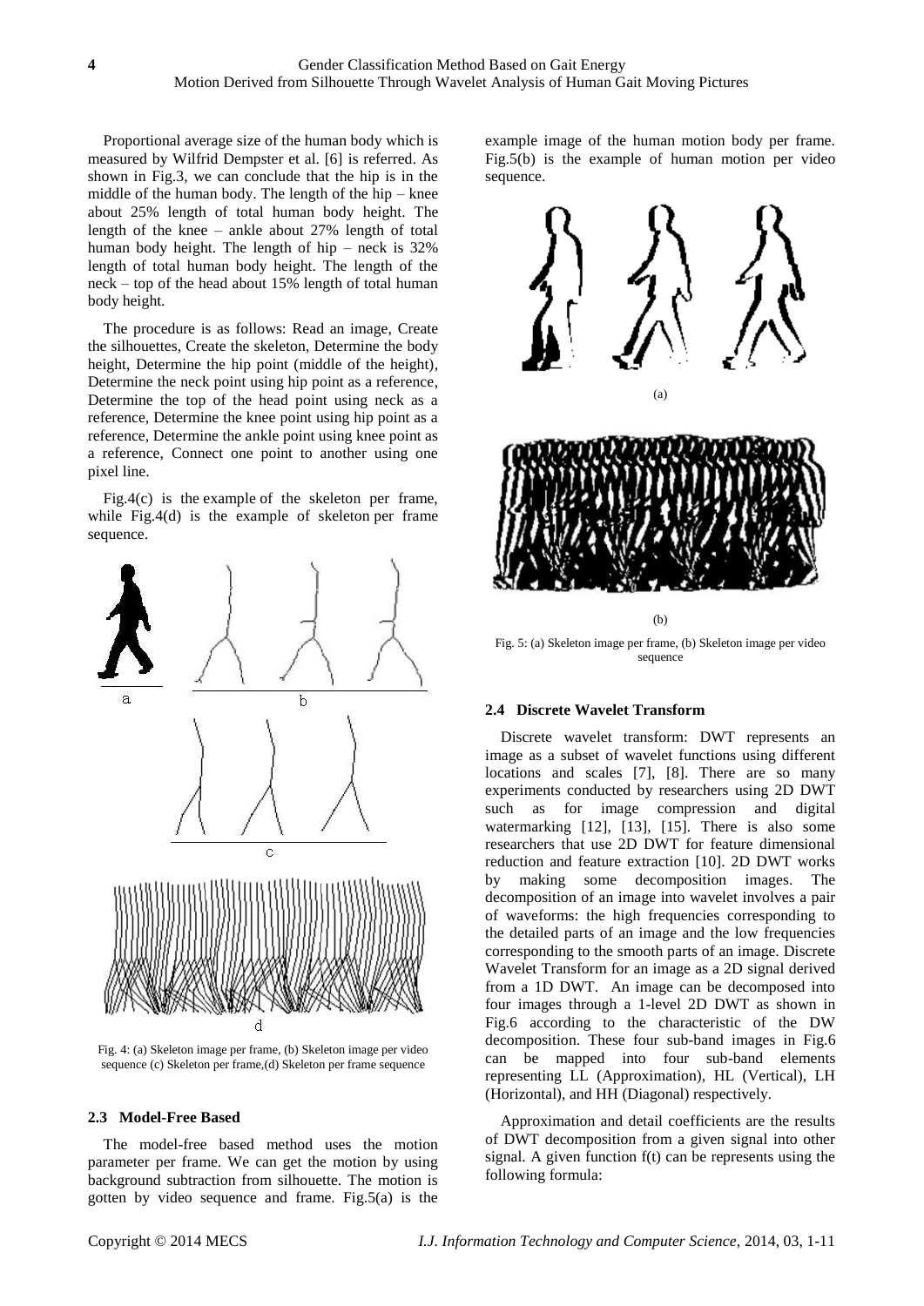Proportional average size of the human body which is measured by Wilfrid Dempster et al. [6] is referred. As shown in Fig.3, we can conclude that the hip is in the middle of the human body. The length of the hip – knee about 25% length of total human body height. The length of the knee – ankle about 27% length of total human body height. The length of hip – neck is 32% length of total human body height. The length of the neck – top of the head about 15% length of total human body height.

The procedure is as follows: Read an image, Create the silhouettes, Create the skeleton, Determine the body height, Determine the hip point (middle of the height), Determine the neck point using hip point as a reference, Determine the top of the head point using neck as a reference, Determine the knee point using hip point as a reference, Determine the ankle point using knee point as a reference, Connect one point to another using one pixel line.

Fig.4(c) is the example of the skeleton per frame, while Fig.4(d) is the example of skeleton per frame sequence.

Fig. 4: (a) Skeleton image per frame, (b) Skeleton image per video sequence (c) Skeleton per frame,(d) Skeleton per frame sequence

### 2.3 Model-Free Based

The model-free based method uses the motion parameter per frame. We can get the motion by using background subtraction from silhouette. The motion is gotten by video sequence and frame. Fig.5(a) is the example image of the human motion body per frame. Fig.5(b) is the example of human motion per video sequence.

Fig. 5: (a) Skeleton image per frame, (b) Skeleton image per video sequence

### 2.4 Discrete Wavelet Transform

Discrete wavelet transform: DWT represents an image as a subset of wavelet functions using different locations and scales [7], [8]. There are so many experiments conducted by researchers using 2D DWT such as for image compression and digital watermarking [12], [13], [15]. There is also some researchers that use 2D DWT for feature dimensional reduction and feature extraction [10]. 2D DWT works by making some decomposition images. The decomposition of an image into wavelet involves a pair of waveforms: the high frequencies corresponding to the detailed parts of an image and the low frequencies corresponding to the smooth parts of an image. Discrete Wavelet Transform for an image as a 2D signal derived from a 1D DWT. An image can be decomposed into four images through a 1-level 2D DWT as shown in Fig.6 according to the characteristic of the DW decomposition. These four sub-band images in Fig.6 can be mapped into four sub-band elements representing LL (Approximation), HL (Vertical), LH (Horizontal), and HH (Diagonal) respectively.

Approximation and detail coefficients are the results of DWT decomposition from a given signal into other signal. A given function f(t) can be represents using the following formula: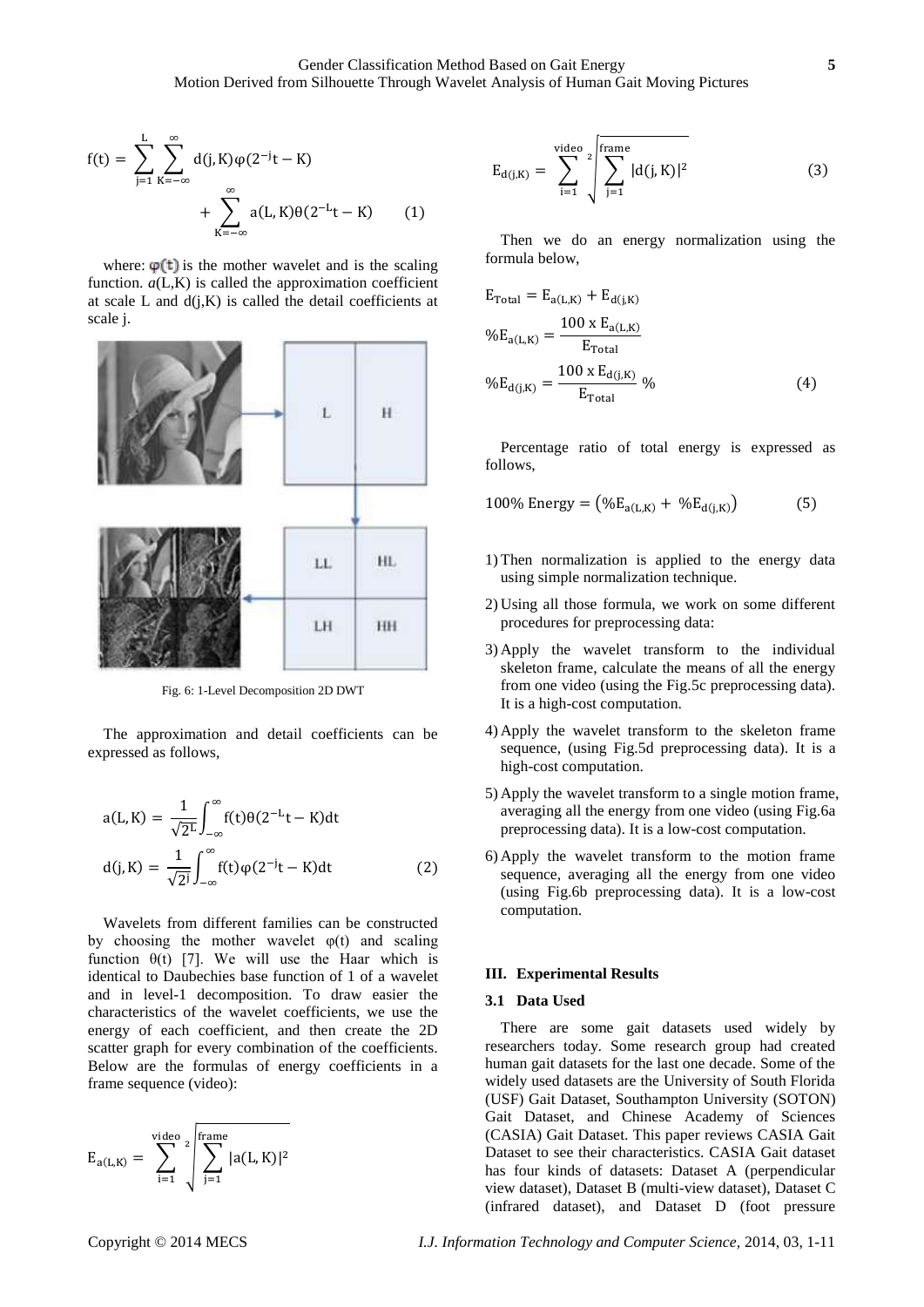$$f(t) = \sum_{j=1}^{L} \sum_{K=-\infty}^{\infty} d(j,K)\varphi(2^{-j}t - K) + \sum_{K=-\infty}^{\infty} a(L,K)\theta(2^{-L}t - K) \quad (1)$$

where: $\varphi(t)$ is the mother wavelet and is the scaling function. $a(L,K)$ is called the approximation coefficient at scale L and $d(j,K)$ is called the detail coefficients at scale j.

Fig. 6: 1-Level Decomposition 2D DWT

The approximation and detail coefficients can be expressed as follows,

$$a(L,K) = \frac{1}{\sqrt{2^L}} \int_{-\infty}^{\infty} f(t)\theta(2^{-L}t - K)dt$$

$$d(j,K) = \frac{1}{\sqrt{2^j}} \int_{-\infty}^{\infty} f(t)\varphi(2^{-j}t - K)dt \quad (2)$$

Wavelets from different families can be constructed by choosing the mother wavelet φ(t) and scaling function θ(t) [7]. We will use the Haar which is identical to Daubechies base function of 1 of a wavelet and in level-1 decomposition. To draw easier the characteristics of the wavelet coefficients, we use the energy of each coefficient, and then create the 2D scatter graph for every combination of the coefficients. Below are the formulas of energy coefficients in a frame sequence (video):

$$E_{a(L,K)} = \sum_{i=1}^{video} \sqrt[2]{\sum_{j=1}^{frame} |a(L,K)|^2}$$

$$E_{d(j,K)} = \sum_{i=1}^{video} \sqrt[2]{\sum_{j=1}^{frame} |d(j,K)|^2} \quad (3)$$

Then we do an energy normalization using the formula below,

$$E_{Total} = E_{a(L,K)} + E_{d(j,K)}$$

$$\%E_{a(L,K)} = \frac{100 \text{ x } E_{a(L,K)}}{E_{Total}}$$

$$\%E_{d(j,K)} = \frac{100 \text{ x } E_{d(j,K)}}{E_{Total}} \% \quad (4)$$

Percentage ratio of total energy is expressed as follows,

$$100\% \text{ Energy} = \left(\%E_{a(L,K)} + \%E_{d(j,K)}\right) \quad (5)$$

1) Then normalization is applied to the energy data using simple normalization technique.
2) Using all those formula, we work on some different procedures for preprocessing data:
3) Apply the wavelet transform to the individual skeleton frame, calculate the means of all the energy from one video (using the Fig.5c preprocessing data). It is a high-cost computation.
4) Apply the wavelet transform to the skeleton frame sequence, (using Fig.5d preprocessing data). It is a high-cost computation.
5) Apply the wavelet transform to a single motion frame, averaging all the energy from one video (using Fig.6a preprocessing data). It is a low-cost computation.
6) Apply the wavelet transform to the motion frame sequence, averaging all the energy from one video (using Fig.6b preprocessing data). It is a low-cost computation.

## III. Experimental Results

### 3.1 Data Used

There are some gait datasets used widely by researchers today. Some research group had created human gait datasets for the last one decade. Some of the widely used datasets are the University of South Florida (USF) Gait Dataset, Southampton University (SOTON) Gait Dataset, and Chinese Academy of Sciences (CASIA) Gait Dataset. This paper reviews CASIA Gait Dataset to see their characteristics. CASIA Gait dataset has four kinds of datasets: Dataset A (perpendicular view dataset), Dataset B (multi-view dataset), Dataset C (infrared dataset), and Dataset D (foot pressure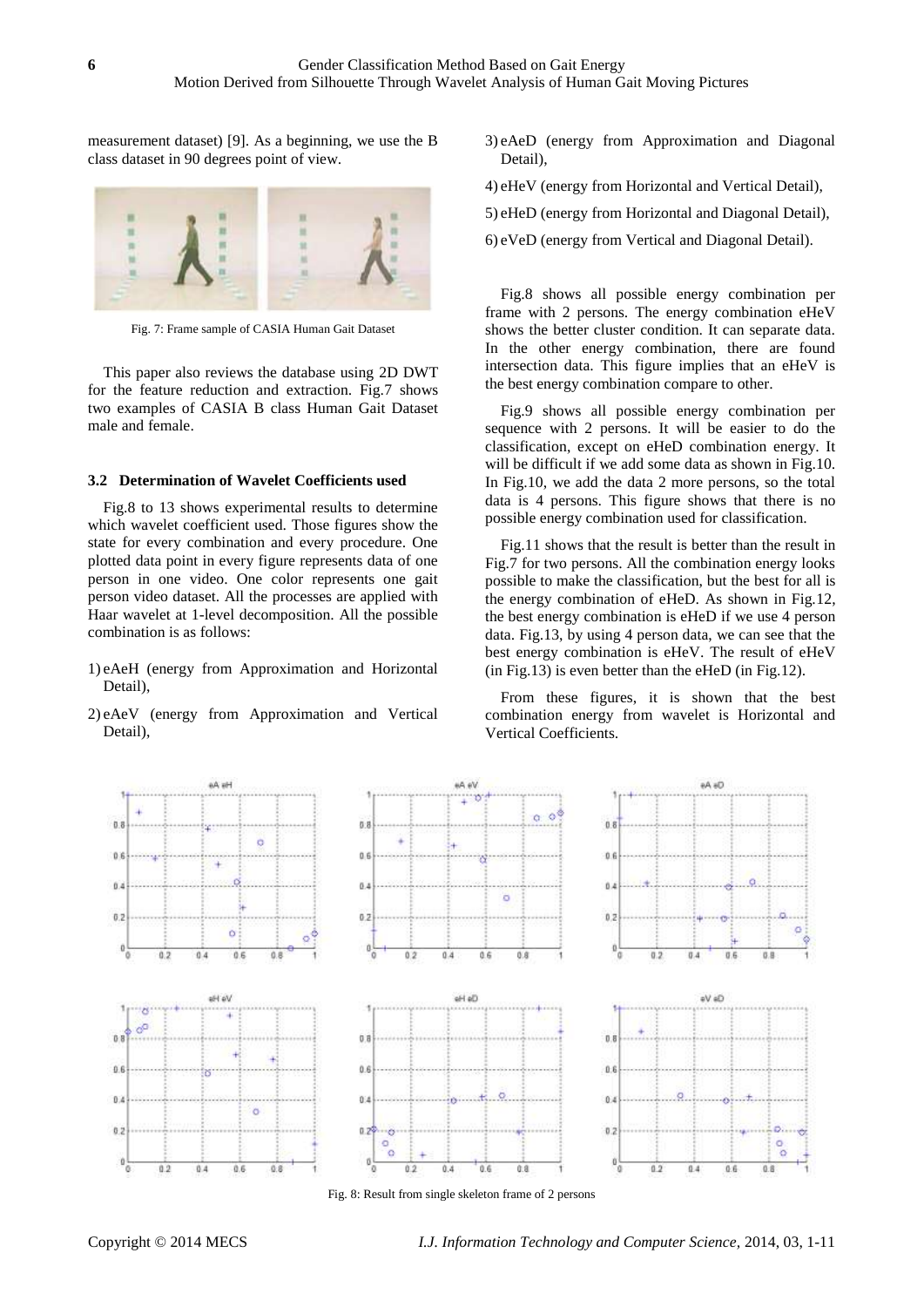measurement dataset) [9]. As a beginning, we use the B class dataset in 90 degrees point of view.

Fig. 7: Frame sample of CASIA Human Gait Dataset

This paper also reviews the database using 2D DWT for the feature reduction and extraction. Fig.7 shows two examples of CASIA B class Human Gait Dataset male and female.

### 3.2 Determination of Wavelet Coefficients used

Fig.8 to 13 shows experimental results to determine which wavelet coefficient used. Those figures show the state for every combination and every procedure. One plotted data point in every figure represents data of one person in one video. One color represents one gait person video dataset. All the processes are applied with Haar wavelet at 1-level decomposition. All the possible combination is as follows:

1) eAeH (energy from Approximation and Horizontal Detail),
2) eAeV (energy from Approximation and Vertical Detail),
3) eAeD (energy from Approximation and Diagonal Detail),
4) eHeV (energy from Horizontal and Vertical Detail),
5) eHeD (energy from Horizontal and Diagonal Detail),
6) eVeD (energy from Vertical and Diagonal Detail).

Fig.8 shows all possible energy combination per frame with 2 persons. The energy combination eHeV shows the better cluster condition. It can separate data. In the other energy combination, there are found intersection data. This figure implies that an eHeV is the best energy combination compare to other.

Fig.9 shows all possible energy combination per sequence with 2 persons. It will be easier to do the classification, except on eHeD combination energy. It will be difficult if we add some data as shown in Fig.10. In Fig.10, we add the data 2 more persons, so the total data is 4 persons. This figure shows that there is no possible energy combination used for classification.

Fig.11 shows that the result is better than the result in Fig.7 for two persons. All the combination energy looks possible to make the classification, but the best for all is the energy combination of eHeD. As shown in Fig.12, the best energy combination is eHeD if we use 4 person data. Fig.13, by using 4 person data, we can see that the best energy combination is eHeV. The result of eHeV (in Fig.13) is even better than the eHeD (in Fig.12).

From these figures, it is shown that the best combination energy from wavelet is Horizontal and Vertical Coefficients.

Fig. 8: Result from single skeleton frame of 2 persons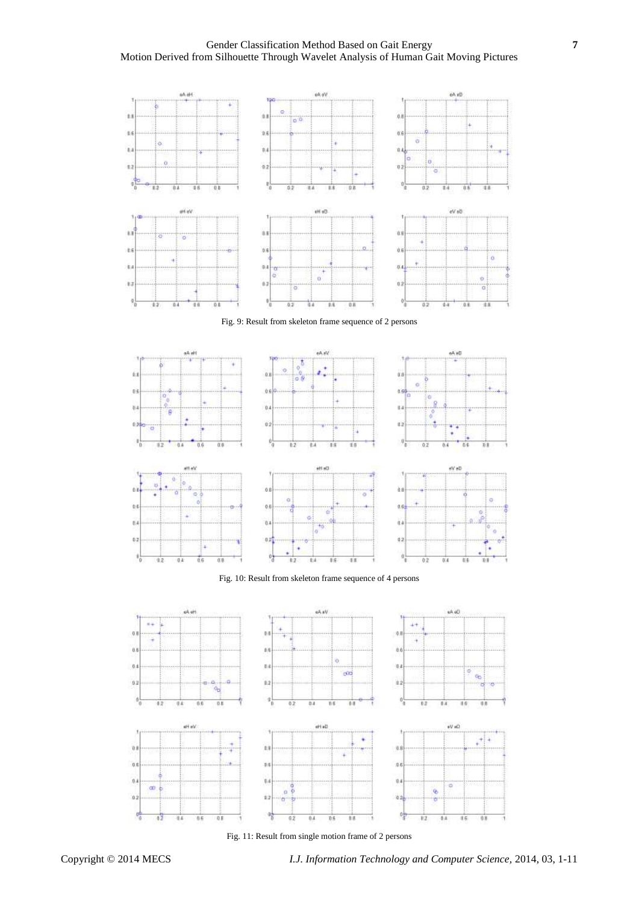Fig. 9: Result from skeleton frame sequence of 2 persons

Fig. 10: Result from skeleton frame sequence of 4 persons

Fig. 11: Result from single motion frame of 2 persons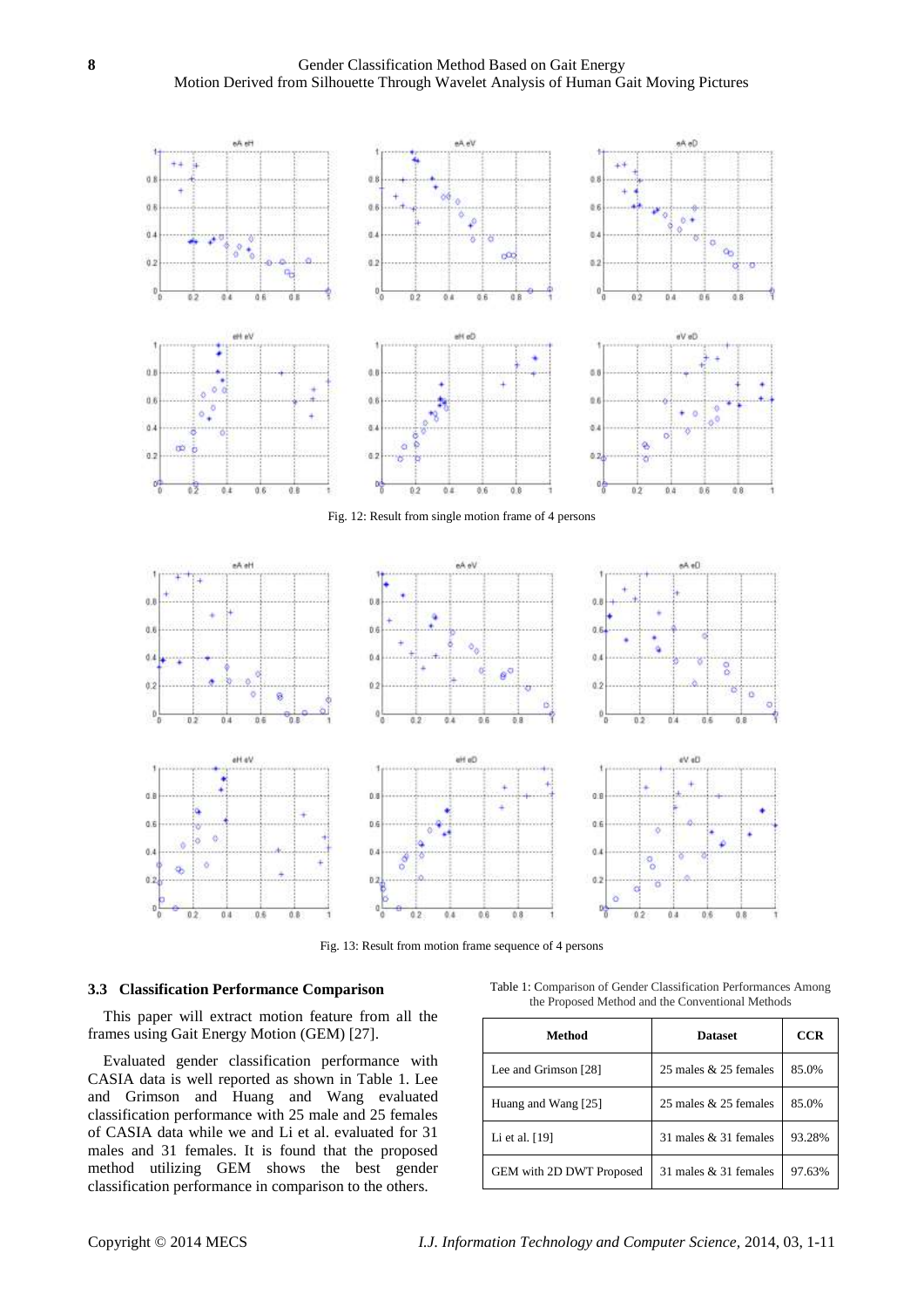Fig. 12: Result from single motion frame of 4 persons

Fig. 13: Result from motion frame sequence of 4 persons

### 3.3 Classification Performance Comparison

This paper will extract motion feature from all the frames using Gait Energy Motion (GEM) [27].

Evaluated gender classification performance with CASIA data is well reported as shown in Table 1. Lee and Grimson and Huang and Wang evaluated classification performance with 25 male and 25 females of CASIA data while we and Li et al. evaluated for 31 males and 31 females. It is found that the proposed method utilizing GEM shows the best gender classification performance in comparison to the others.

Table 1: Comparison of Gender Classification Performances Among the Proposed Method and the Conventional Methods

| Method | Dataset | CCR |
|---|---|---|
| Lee and Grimson [28] | 25 males & 25 females | 85.0% |
| Huang and Wang [25] | 25 males & 25 females | 85.0% |
| Li et al. [19] | 31 males & 31 females | 93.28% |
| GEM with 2D DWT Proposed | 31 males & 31 females | 97.63% |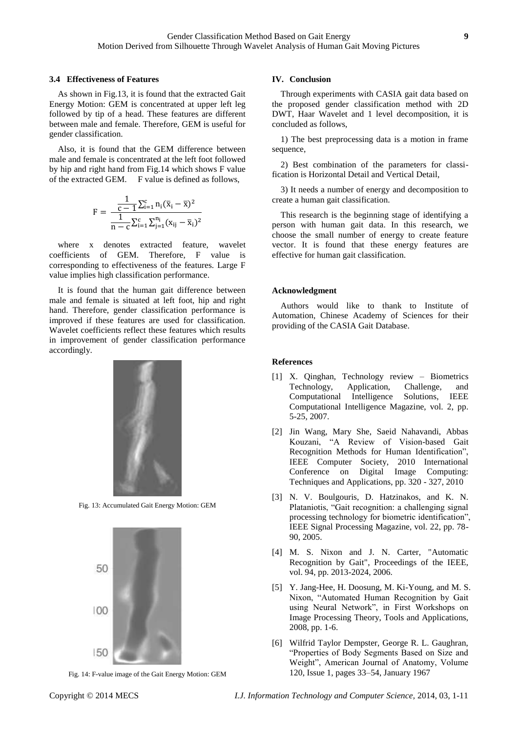### 3.4 Effectiveness of Features

As shown in Fig.13, it is found that the extracted Gait Energy Motion: GEM is concentrated at upper left leg followed by tip of a head. These features are different between male and female. Therefore, GEM is useful for gender classification.

Also, it is found that the GEM difference between male and female is concentrated at the left foot followed by hip and right hand from Fig.14 which shows F value of the extracted GEM. F value is defined as follows,

$$F = \frac{\frac{1}{c-1}\sum_{i=1}^{c} n_i(\bar{x}_i - \bar{x})^2}{\frac{1}{n-c}\sum_{i=1}^{c}\sum_{j=1}^{n_i}(x_{ij} - \bar{x}_i)^2}$$

where x denotes extracted feature, wavelet coefficients of GEM. Therefore, F value is corresponding to effectiveness of the features. Large F value implies high classification performance.

It is found that the human gait difference between male and female is situated at left foot, hip and right hand. Therefore, gender classification performance is improved if these features are used for classification. Wavelet coefficients reflect these features which results in improvement of gender classification performance accordingly.

Fig. 13: Accumulated Gait Energy Motion: GEM

Fig. 14: F-value image of the Gait Energy Motion: GEM

## IV. Conclusion

Through experiments with CASIA gait data based on the proposed gender classification method with 2D DWT, Haar Wavelet and 1 level decomposition, it is concluded as follows,

1) The best preprocessing data is a motion in frame sequence,

2) Best combination of the parameters for classification is Horizontal Detail and Vertical Detail,

3) It needs a number of energy and decomposition to create a human gait classification.

This research is the beginning stage of identifying a person with human gait data. In this research, we choose the small number of energy to create feature vector. It is found that these energy features are effective for human gait classification.

### Acknowledgment

Authors would like to thank to Institute of Automation, Chinese Academy of Sciences for their providing of the CASIA Gait Database.

### References

[1] X. Qinghan, Technology review – Biometrics Technology, Application, Challenge, and Computational Intelligence Solutions, IEEE Computational Intelligence Magazine, vol. 2, pp. 5-25, 2007.

[2] Jin Wang, Mary She, Saeid Nahavandi, Abbas Kouzani, "A Review of Vision-based Gait Recognition Methods for Human Identification", IEEE Computer Society, 2010 International Conference on Digital Image Computing: Techniques and Applications, pp. 320 - 327, 2010

[3] N. V. Boulgouris, D. Hatzinakos, and K. N. Plataniotis, "Gait recognition: a challenging signal processing technology for biometric identification", IEEE Signal Processing Magazine, vol. 22, pp. 78-90, 2005.

[4] M. S. Nixon and J. N. Carter, "Automatic Recognition by Gait", Proceedings of the IEEE, vol. 94, pp. 2013-2024, 2006.

[5] Y. Jang-Hee, H. Doosung, M. Ki-Young, and M. S. Nixon, "Automated Human Recognition by Gait using Neural Network", in First Workshops on Image Processing Theory, Tools and Applications, 2008, pp. 1-6.

[6] Wilfrid Taylor Dempster, George R. L. Gaughran, "Properties of Body Segments Based on Size and Weight", American Journal of Anatomy, Volume 120, Issue 1, pages 33–54, January 1967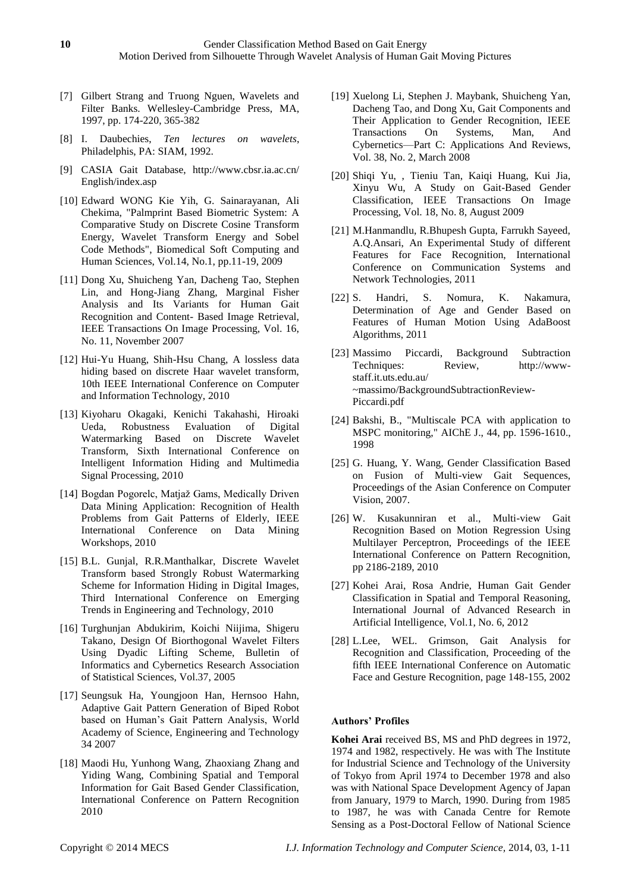[7] Gilbert Strang and Truong Nguen, Wavelets and Filter Banks. Wellesley-Cambridge Press, MA, 1997, pp. 174-220, 365-382

[8] I. Daubechies, *Ten lectures on wavelets*, Philadelphis, PA: SIAM, 1992.

[9] CASIA Gait Database, http://www.cbsr.ia.ac.cn/English/index.asp

[10] Edward WONG Kie Yih, G. Sainarayanan, Ali Chekima, "Palmprint Based Biometric System: A Comparative Study on Discrete Cosine Transform Energy, Wavelet Transform Energy and Sobel Code Methods", Biomedical Soft Computing and Human Sciences, Vol.14, No.1, pp.11-19, 2009

[11] Dong Xu, Shuicheng Yan, Dacheng Tao, Stephen Lin, and Hong-Jiang Zhang, Marginal Fisher Analysis and Its Variants for Human Gait Recognition and Content- Based Image Retrieval, IEEE Transactions On Image Processing, Vol. 16, No. 11, November 2007

[12] Hui-Yu Huang, Shih-Hsu Chang, A lossless data hiding based on discrete Haar wavelet transform, 10th IEEE International Conference on Computer and Information Technology, 2010

[13] Kiyoharu Okagaki, Kenichi Takahashi, Hiroaki Ueda, Robustness Evaluation of Digital Watermarking Based on Discrete Wavelet Transform, Sixth International Conference on Intelligent Information Hiding and Multimedia Signal Processing, 2010

[14] Bogdan Pogorelc, Matjaž Gams, Medically Driven Data Mining Application: Recognition of Health Problems from Gait Patterns of Elderly, IEEE International Conference on Data Mining Workshops, 2010

[15] B.L. Gunjal, R.R.Manthalkar, Discrete Wavelet Transform based Strongly Robust Watermarking Scheme for Information Hiding in Digital Images, Third International Conference on Emerging Trends in Engineering and Technology, 2010

[16] Turghunjan Abdukirim, Koichi Niijima, Shigeru Takano, Design Of Biorthogonal Wavelet Filters Using Dyadic Lifting Scheme, Bulletin of Informatics and Cybernetics Research Association of Statistical Sciences, Vol.37, 2005

[17] Seungsuk Ha, Youngjoon Han, Hernsoo Hahn, Adaptive Gait Pattern Generation of Biped Robot based on Human's Gait Pattern Analysis, World Academy of Science, Engineering and Technology 34 2007

[18] Maodi Hu, Yunhong Wang, Zhaoxiang Zhang and Yiding Wang, Combining Spatial and Temporal Information for Gait Based Gender Classification, International Conference on Pattern Recognition 2010

[19] Xuelong Li, Stephen J. Maybank, Shuicheng Yan, Dacheng Tao, and Dong Xu, Gait Components and Their Application to Gender Recognition, IEEE Transactions On Systems, Man, And Cybernetics—Part C: Applications And Reviews, Vol. 38, No. 2, March 2008

[20] Shiqi Yu, , Tieniu Tan, Kaiqi Huang, Kui Jia, Xinyu Wu, A Study on Gait-Based Gender Classification, IEEE Transactions On Image Processing, Vol. 18, No. 8, August 2009

[21] M.Hanmandlu, R.Bhupesh Gupta, Farrukh Sayeed, A.Q.Ansari, An Experimental Study of different Features for Face Recognition, International Conference on Communication Systems and Network Technologies, 2011

[22] S. Handri, S. Nomura, K. Nakamura, Determination of Age and Gender Based on Features of Human Motion Using AdaBoost Algorithms, 2011

[23] Massimo Piccardi, Background Subtraction Techniques: Review, http://www-staff.it.uts.edu.au/~massimo/BackgroundSubtractionReview-Piccardi.pdf

[24] Bakshi, B., "Multiscale PCA with application to MSPC monitoring," AIChE J., 44, pp. 1596-1610., 1998

[25] G. Huang, Y. Wang, Gender Classification Based on Fusion of Multi-view Gait Sequences, Proceedings of the Asian Conference on Computer Vision, 2007.

[26] W. Kusakunniran et al., Multi-view Gait Recognition Based on Motion Regression Using Multilayer Perceptron, Proceedings of the IEEE International Conference on Pattern Recognition, pp 2186-2189, 2010

[27] Kohei Arai, Rosa Andrie, Human Gait Gender Classification in Spatial and Temporal Reasoning, International Journal of Advanced Research in Artificial Intelligence, Vol.1, No. 6, 2012

[28] L.Lee, WEL. Grimson, Gait Analysis for Recognition and Classification, Proceeding of the fifth IEEE International Conference on Automatic Face and Gesture Recognition, page 148-155, 2002

**Authors' Profiles**

**Kohei Arai** received BS, MS and PhD degrees in 1972, 1974 and 1982, respectively. He was with The Institute for Industrial Science and Technology of the University of Tokyo from April 1974 to December 1978 and also was with National Space Development Agency of Japan from January, 1979 to March, 1990. During from 1985 to 1987, he was with Canada Centre for Remote Sensing as a Post-Doctoral Fellow of National Science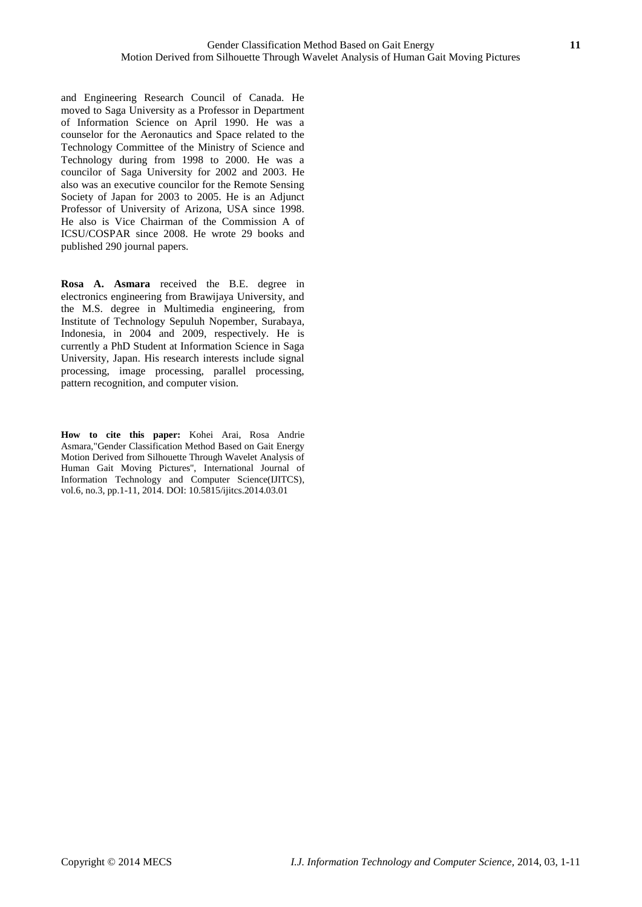and Engineering Research Council of Canada. He moved to Saga University as a Professor in Department of Information Science on April 1990. He was a counselor for the Aeronautics and Space related to the Technology Committee of the Ministry of Science and Technology during from 1998 to 2000. He was a councilor of Saga University for 2002 and 2003. He also was an executive councilor for the Remote Sensing Society of Japan for 2003 to 2005. He is an Adjunct Professor of University of Arizona, USA since 1998. He also is Vice Chairman of the Commission A of ICSU/COSPAR since 2008. He wrote 29 books and published 290 journal papers.

**Rosa A. Asmara** received the B.E. degree in electronics engineering from Brawijaya University, and the M.S. degree in Multimedia engineering, from Institute of Technology Sepuluh Nopember, Surabaya, Indonesia, in 2004 and 2009, respectively. He is currently a PhD Student at Information Science in Saga University, Japan. His research interests include signal processing, image processing, parallel processing, pattern recognition, and computer vision.

**How to cite this paper:** Kohei Arai, Rosa Andrie Asmara,"Gender Classification Method Based on Gait Energy Motion Derived from Silhouette Through Wavelet Analysis of Human Gait Moving Pictures", International Journal of Information Technology and Computer Science(IJITCS), vol.6, no.3, pp.1-11, 2014. DOI: 10.5815/ijitcs.2014.03.01